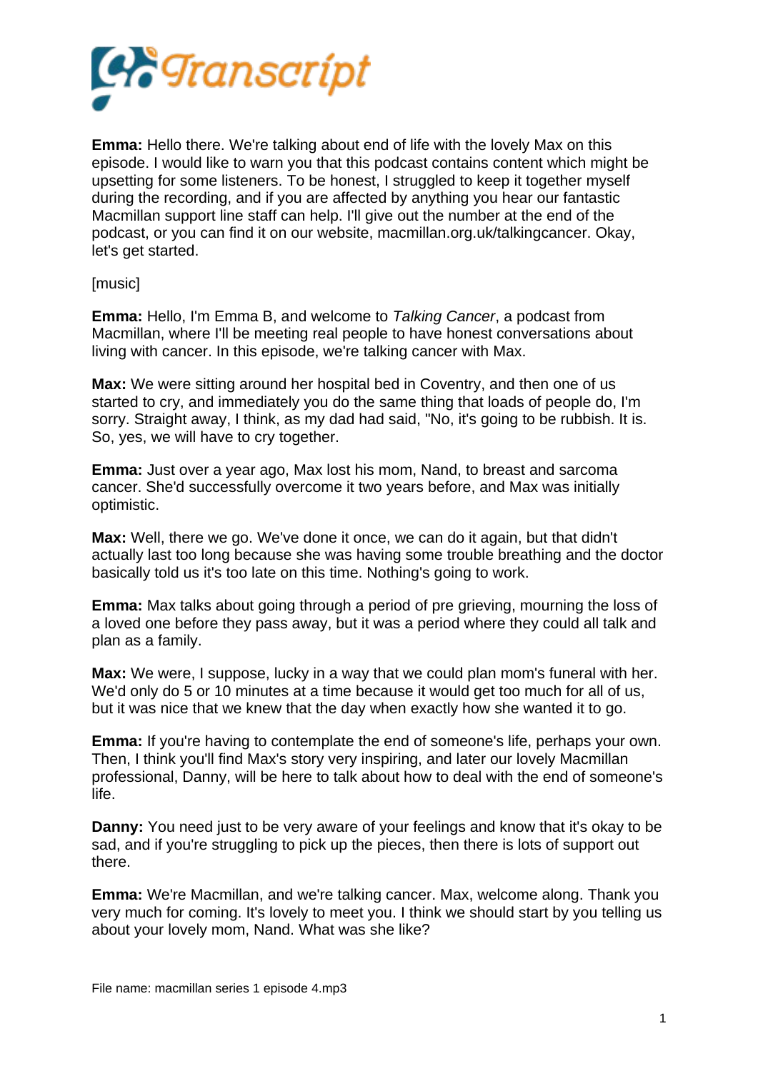**Emma:** Hello there. We're talking about end of life with the lovely Max on this episode. I would like to warn you that this podcast contains content which might be upsetting for some listeners. To be honest, I struggled to keep it together myself during the recording, and if you are affected by anything you hear our fantastic Macmillan support line staff can help. I'll give out the number at the end of the podcast, or you can find it on our website, macmillan.org.uk/talkingcancer. Okay, let's get started.

[music]

**Emma:** Hello, I'm Emma B, and welcome to *Talking Cancer*, a podcast from Macmillan, where I'll be meeting real people to have honest conversations about living with cancer. In this episode, we're talking cancer with Max.

**Max:** We were sitting around her hospital bed in Coventry, and then one of us started to cry, and immediately you do the same thing that loads of people do, I'm sorry. Straight away, I think, as my dad had said, "No, it's going to be rubbish. It is. So, yes, we will have to cry together.

**Emma:** Just over a year ago, Max lost his mom, Nand, to breast and sarcoma cancer. She'd successfully overcome it two years before, and Max was initially optimistic.

**Max:** Well, there we go. We've done it once, we can do it again, but that didn't actually last too long because she was having some trouble breathing and the doctor basically told us it's too late on this time. Nothing's going to work.

**Emma:** Max talks about going through a period of pre grieving, mourning the loss of a loved one before they pass away, but it was a period where they could all talk and plan as a family.

**Max:** We were, I suppose, lucky in a way that we could plan mom's funeral with her. We'd only do 5 or 10 minutes at a time because it would get too much for all of us, but it was nice that we knew that the day when exactly how she wanted it to go.

**Emma:** If you're having to contemplate the end of someone's life, perhaps your own. Then, I think you'll find Max's story very inspiring, and later our lovely Macmillan professional, Danny, will be here to talk about how to deal with the end of someone's life.

**Danny:** You need just to be very aware of your feelings and know that it's okay to be sad, and if you're struggling to pick up the pieces, then there is lots of support out there.

**Emma:** We're Macmillan, and we're talking cancer. Max, welcome along. Thank you very much for coming. It's lovely to meet you. I think we should start by you telling us about your lovely mom, Nand. What was she like?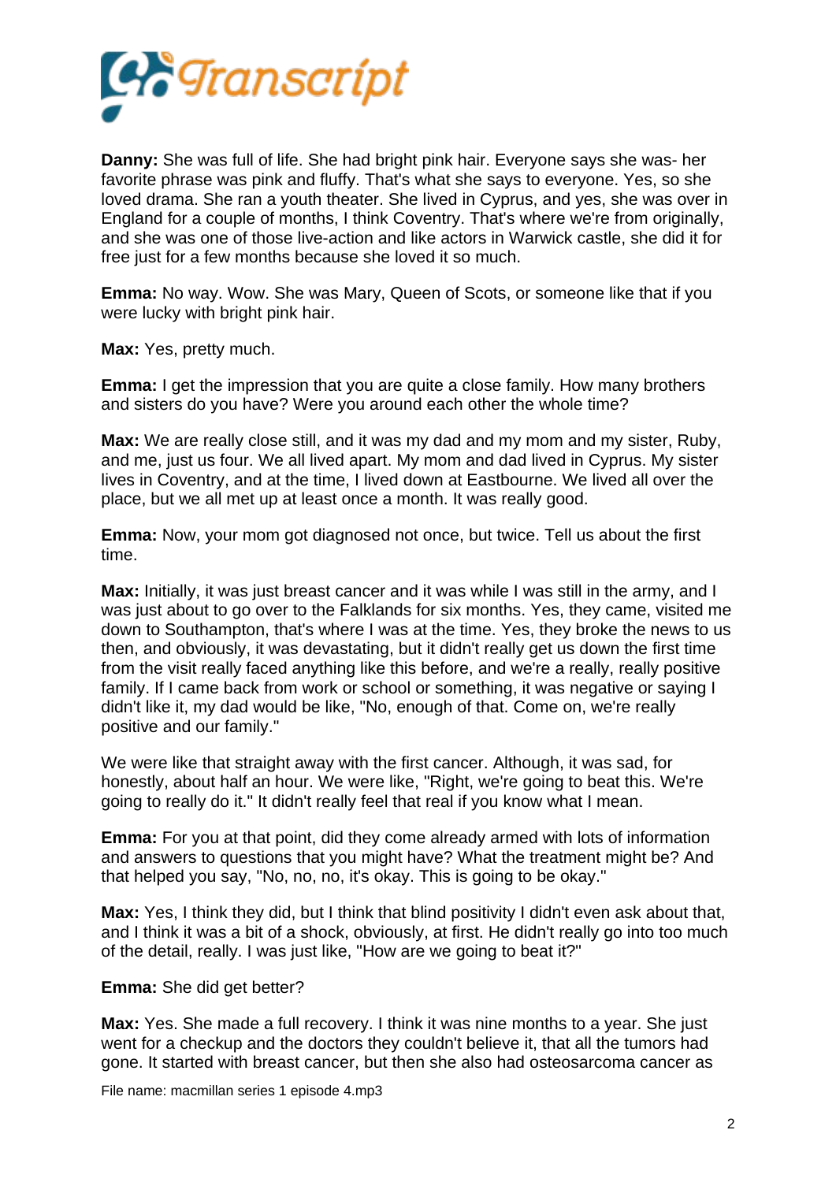**Danny:** She was full of life. She had bright pink hair. Everyone says she was- her favorite phrase was pink and fluffy. That's what she says to everyone. Yes, so she loved drama. She ran a youth theater. She lived in Cyprus, and yes, she was over in England for a couple of months, I think Coventry. That's where we're from originally, and she was one of those live-action and like actors in Warwick castle, she did it for free just for a few months because she loved it so much.

**Emma:** No way. Wow. She was Mary, Queen of Scots, or someone like that if you were lucky with bright pink hair.

**Max:** Yes, pretty much.

**Emma:** I get the impression that you are quite a close family. How many brothers and sisters do you have? Were you around each other the whole time?

**Max:** We are really close still, and it was my dad and my mom and my sister, Ruby, and me, just us four. We all lived apart. My mom and dad lived in Cyprus. My sister lives in Coventry, and at the time, I lived down at Eastbourne. We lived all over the place, but we all met up at least once a month. It was really good.

**Emma:** Now, your mom got diagnosed not once, but twice. Tell us about the first time.

**Max:** Initially, it was just breast cancer and it was while I was still in the army, and I was just about to go over to the Falklands for six months. Yes, they came, visited me down to Southampton, that's where I was at the time. Yes, they broke the news to us then, and obviously, it was devastating, but it didn't really get us down the first time from the visit really faced anything like this before, and we're a really, really positive family. If I came back from work or school or something, it was negative or saying I didn't like it, my dad would be like, "No, enough of that. Come on, we're really positive and our family."

We were like that straight away with the first cancer. Although, it was sad, for honestly, about half an hour. We were like, "Right, we're going to beat this. We're going to really do it." It didn't really feel that real if you know what I mean.

**Emma:** For you at that point, did they come already armed with lots of information and answers to questions that you might have? What the treatment might be? And that helped you say, "No, no, no, it's okay. This is going to be okay."

**Max:** Yes, I think they did, but I think that blind positivity I didn't even ask about that, and I think it was a bit of a shock, obviously, at first. He didn't really go into too much of the detail, really. I was just like, "How are we going to beat it?"

**Emma:** She did get better?

**Max:** Yes. She made a full recovery. I think it was nine months to a year. She just went for a checkup and the doctors they couldn't believe it, that all the tumors had gone. It started with breast cancer, but then she also had osteosarcoma cancer as

File name: macmillan series 1 episode 4.mp3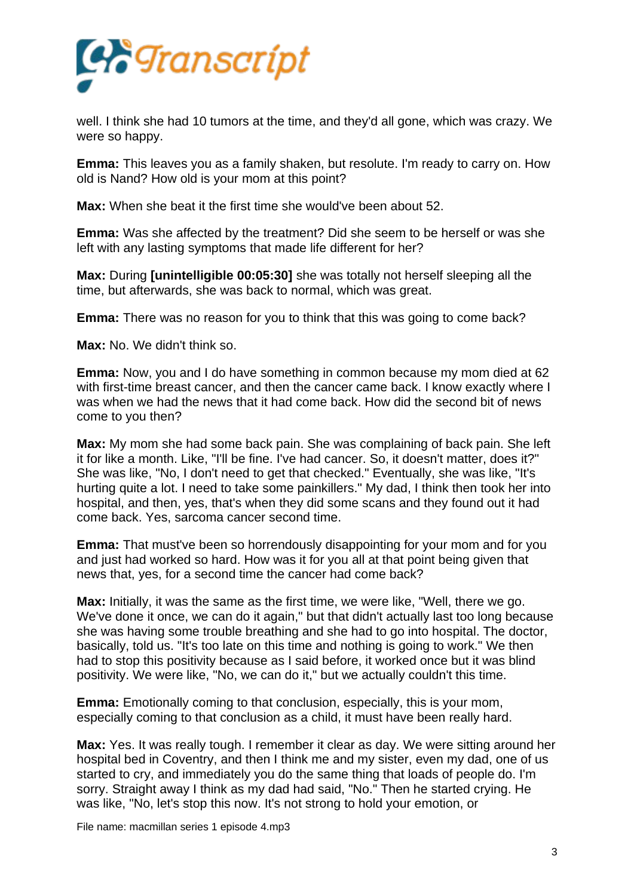well. I think she had 10 tumors at the time, and they'd all gone, which was crazy. We were so happy.

**Emma:** This leaves you as a family shaken, but resolute. I'm ready to carry on. How old is Nand? How old is your mom at this point?

**Max:** When she beat it the first time she would've been about 52.

**Emma:** Was she affected by the treatment? Did she seem to be herself or was she left with any lasting symptoms that made life different for her?

**Max:** During **[unintelligible 00:05:30]** she was totally not herself sleeping all the time, but afterwards, she was back to normal, which was great.

**Emma:** There was no reason for you to think that this was going to come back?

**Max:** No. We didn't think so.

**Emma:** Now, you and I do have something in common because my mom died at 62 with first-time breast cancer, and then the cancer came back. I know exactly where I was when we had the news that it had come back. How did the second bit of news come to you then?

**Max:** My mom she had some back pain. She was complaining of back pain. She left it for like a month. Like, "I'll be fine. I've had cancer. So, it doesn't matter, does it?" She was like, "No, I don't need to get that checked." Eventually, she was like, "It's hurting quite a lot. I need to take some painkillers." My dad, I think then took her into hospital, and then, yes, that's when they did some scans and they found out it had come back. Yes, sarcoma cancer second time.

**Emma:** That must've been so horrendously disappointing for your mom and for you and just had worked so hard. How was it for you all at that point being given that news that, yes, for a second time the cancer had come back?

**Max:** Initially, it was the same as the first time, we were like, "Well, there we go. We've done it once, we can do it again," but that didn't actually last too long because she was having some trouble breathing and she had to go into hospital. The doctor, basically, told us. "It's too late on this time and nothing is going to work." We then had to stop this positivity because as I said before, it worked once but it was blind positivity. We were like, "No, we can do it," but we actually couldn't this time.

**Emma:** Emotionally coming to that conclusion, especially, this is your mom, especially coming to that conclusion as a child, it must have been really hard.

**Max:** Yes. It was really tough. I remember it clear as day. We were sitting around her hospital bed in Coventry, and then I think me and my sister, even my dad, one of us started to cry, and immediately you do the same thing that loads of people do. I'm sorry. Straight away I think as my dad had said, "No." Then he started crying. He was like, "No, let's stop this now. It's not strong to hold your emotion, or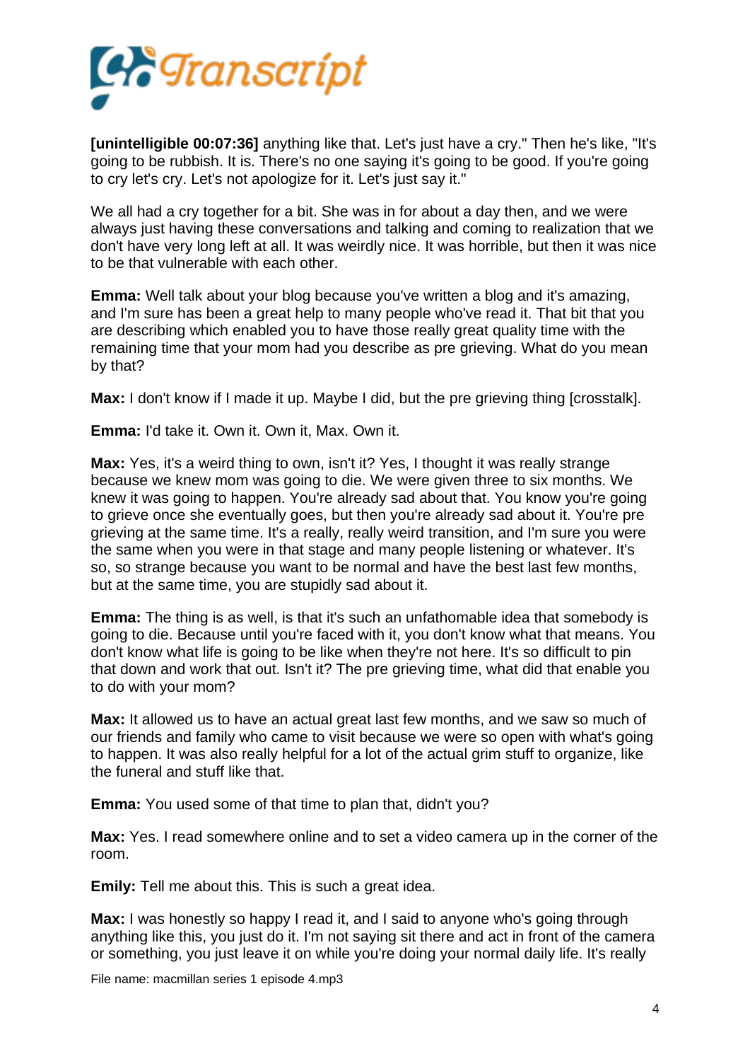**[unintelligible 00:07:36]** anything like that. Let's just have a cry." Then he's like, "It's going to be rubbish. It is. There's no one saying it's going to be good. If you're going to cry let's cry. Let's not apologize for it. Let's just say it."

We all had a cry together for a bit. She was in for about a day then, and we were always just having these conversations and talking and coming to realization that we don't have very long left at all. It was weirdly nice. It was horrible, but then it was nice to be that vulnerable with each other.

**Emma:** Well talk about your blog because you've written a blog and it's amazing, and I'm sure has been a great help to many people who've read it. That bit that you are describing which enabled you to have those really great quality time with the remaining time that your mom had you describe as pre grieving. What do you mean by that?

**Max:** I don't know if I made it up. Maybe I did, but the pre grieving thing [crosstalk].

**Emma:** I'd take it. Own it. Own it, Max. Own it.

**Max:** Yes, it's a weird thing to own, isn't it? Yes, I thought it was really strange because we knew mom was going to die. We were given three to six months. We knew it was going to happen. You're already sad about that. You know you're going to grieve once she eventually goes, but then you're already sad about it. You're pre grieving at the same time. It's a really, really weird transition, and I'm sure you were the same when you were in that stage and many people listening or whatever. It's so, so strange because you want to be normal and have the best last few months, but at the same time, you are stupidly sad about it.

**Emma:** The thing is as well, is that it's such an unfathomable idea that somebody is going to die. Because until you're faced with it, you don't know what that means. You don't know what life is going to be like when they're not here. It's so difficult to pin that down and work that out. Isn't it? The pre grieving time, what did that enable you to do with your mom?

**Max:** It allowed us to have an actual great last few months, and we saw so much of our friends and family who came to visit because we were so open with what's going to happen. It was also really helpful for a lot of the actual grim stuff to organize, like the funeral and stuff like that.

**Emma:** You used some of that time to plan that, didn't you?

**Max:** Yes. I read somewhere online and to set a video camera up in the corner of the room.

**Emily:** Tell me about this. This is such a great idea.

**Max:** I was honestly so happy I read it, and I said to anyone who's going through anything like this, you just do it. I'm not saying sit there and act in front of the camera or something, you just leave it on while you're doing your normal daily life. It's really

File name: macmillan series 1 episode 4.mp3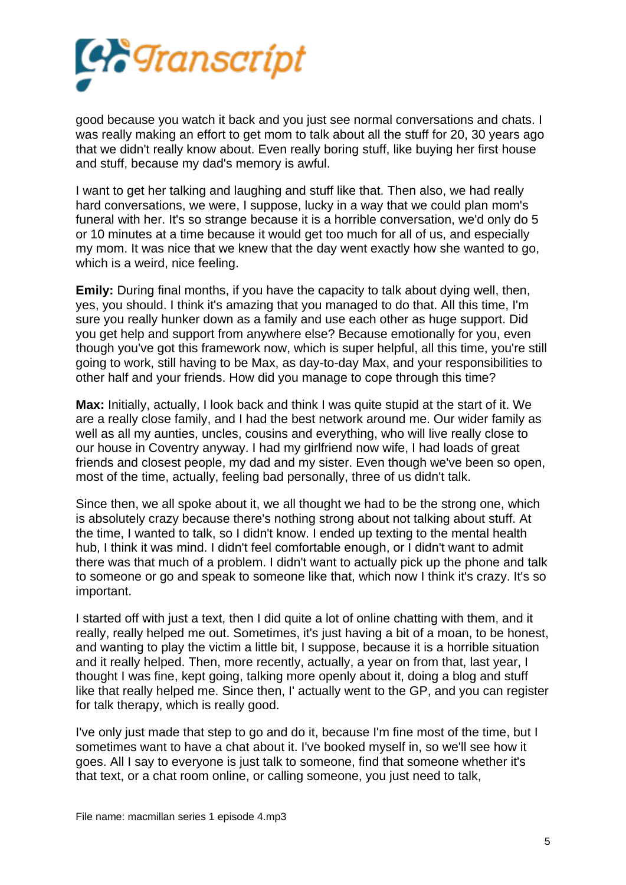good because you watch it back and you just see normal conversations and chats. I was really making an effort to get mom to talk about all the stuff for 20, 30 years ago that we didn't really know about. Even really boring stuff, like buying her first house and stuff, because my dad's memory is awful.

I want to get her talking and laughing and stuff like that. Then also, we had really hard conversations, we were, I suppose, lucky in a way that we could plan mom's funeral with her. It's so strange because it is a horrible conversation, we'd only do 5 or 10 minutes at a time because it would get too much for all of us, and especially my mom. It was nice that we knew that the day went exactly how she wanted to go, which is a weird, nice feeling.

**Emily:** During final months, if you have the capacity to talk about dying well, then, yes, you should. I think it's amazing that you managed to do that. All this time, I'm sure you really hunker down as a family and use each other as huge support. Did you get help and support from anywhere else? Because emotionally for you, even though you've got this framework now, which is super helpful, all this time, you're still going to work, still having to be Max, as day-to-day Max, and your responsibilities to other half and your friends. How did you manage to cope through this time?

**Max:** Initially, actually, I look back and think I was quite stupid at the start of it. We are a really close family, and I had the best network around me. Our wider family as well as all my aunties, uncles, cousins and everything, who will live really close to our house in Coventry anyway. I had my girlfriend now wife, I had loads of great friends and closest people, my dad and my sister. Even though we've been so open, most of the time, actually, feeling bad personally, three of us didn't talk.

Since then, we all spoke about it, we all thought we had to be the strong one, which is absolutely crazy because there's nothing strong about not talking about stuff. At the time, I wanted to talk, so I didn't know. I ended up texting to the mental health hub, I think it was mind. I didn't feel comfortable enough, or I didn't want to admit there was that much of a problem. I didn't want to actually pick up the phone and talk to someone or go and speak to someone like that, which now I think it's crazy. It's so important.

I started off with just a text, then I did quite a lot of online chatting with them, and it really, really helped me out. Sometimes, it's just having a bit of a moan, to be honest, and wanting to play the victim a little bit, I suppose, because it is a horrible situation and it really helped. Then, more recently, actually, a year on from that, last year, I thought I was fine, kept going, talking more openly about it, doing a blog and stuff like that really helped me. Since then, I' actually went to the GP, and you can register for talk therapy, which is really good.

I've only just made that step to go and do it, because I'm fine most of the time, but I sometimes want to have a chat about it. I've booked myself in, so we'll see how it goes. All I say to everyone is just talk to someone, find that someone whether it's that text, or a chat room online, or calling someone, you just need to talk,

File name: macmillan series 1 episode 4.mp3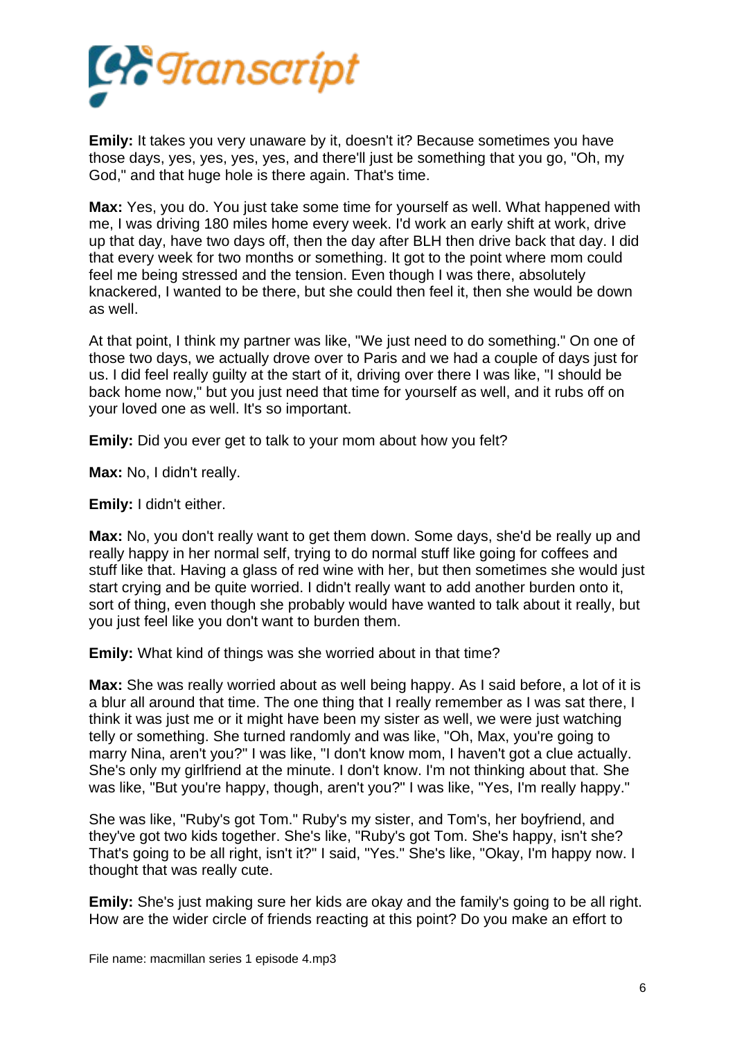**Emily:** It takes you very unaware by it, doesn't it? Because sometimes you have those days, yes, yes, yes, yes, and there'll just be something that you go, "Oh, my God," and that huge hole is there again. That's time.

**Max:** Yes, you do. You just take some time for yourself as well. What happened with me, I was driving 180 miles home every week. I'd work an early shift at work, drive up that day, have two days off, then the day after BLH then drive back that day. I did that every week for two months or something. It got to the point where mom could feel me being stressed and the tension. Even though I was there, absolutely knackered, I wanted to be there, but she could then feel it, then she would be down as well.

At that point, I think my partner was like, "We just need to do something." On one of those two days, we actually drove over to Paris and we had a couple of days just for us. I did feel really guilty at the start of it, driving over there I was like, "I should be back home now," but you just need that time for yourself as well, and it rubs off on your loved one as well. It's so important.

**Emily:** Did you ever get to talk to your mom about how you felt?

**Max:** No, I didn't really.

**Emily:** I didn't either.

**Max:** No, you don't really want to get them down. Some days, she'd be really up and really happy in her normal self, trying to do normal stuff like going for coffees and stuff like that. Having a glass of red wine with her, but then sometimes she would just start crying and be quite worried. I didn't really want to add another burden onto it, sort of thing, even though she probably would have wanted to talk about it really, but you just feel like you don't want to burden them.

**Emily:** What kind of things was she worried about in that time?

**Max:** She was really worried about as well being happy. As I said before, a lot of it is a blur all around that time. The one thing that I really remember as I was sat there, I think it was just me or it might have been my sister as well, we were just watching telly or something. She turned randomly and was like, "Oh, Max, you're going to marry Nina, aren't you?" I was like, "I don't know mom, I haven't got a clue actually. She's only my girlfriend at the minute. I don't know. I'm not thinking about that. She was like, "But you're happy, though, aren't you?" I was like, "Yes, I'm really happy."

She was like, "Ruby's got Tom." Ruby's my sister, and Tom's, her boyfriend, and they've got two kids together. She's like, "Ruby's got Tom. She's happy, isn't she? That's going to be all right, isn't it?" I said, "Yes." She's like, "Okay, I'm happy now. I thought that was really cute.

**Emily:** She's just making sure her kids are okay and the family's going to be all right. How are the wider circle of friends reacting at this point? Do you make an effort to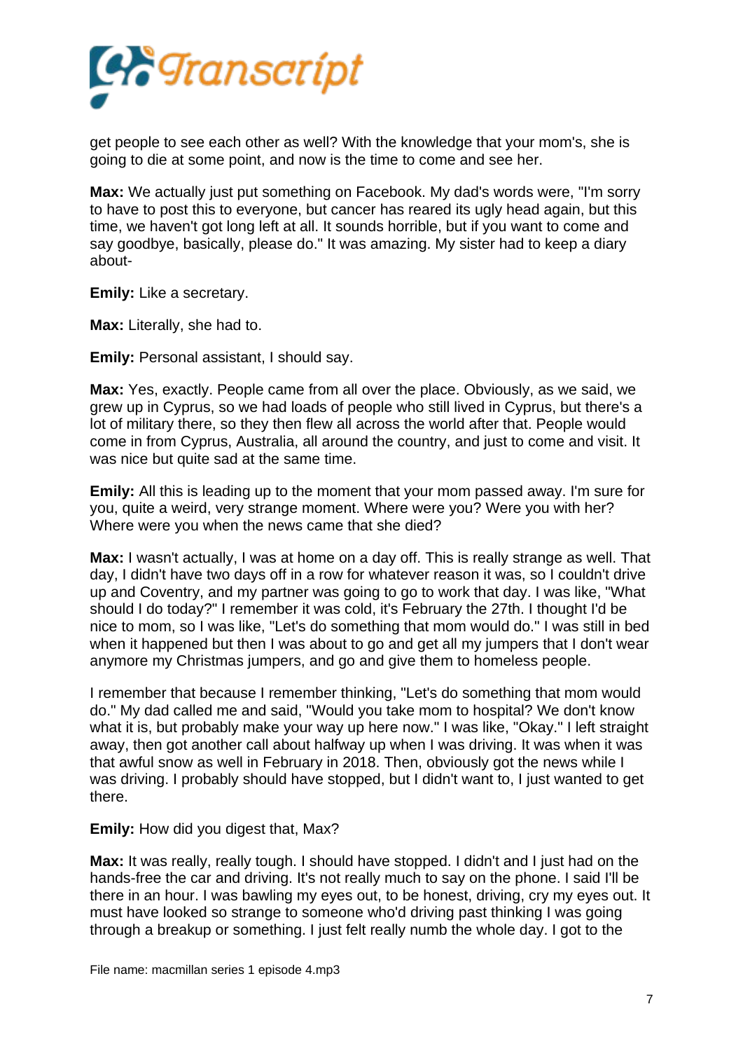get people to see each other as well? With the knowledge that your mom's, she is going to die at some point, and now is the time to come and see her.

**Max:** We actually just put something on Facebook. My dad's words were, "I'm sorry to have to post this to everyone, but cancer has reared its ugly head again, but this time, we haven't got long left at all. It sounds horrible, but if you want to come and say goodbye, basically, please do." It was amazing. My sister had to keep a diary about-

**Emily:** Like a secretary.

**Max:** Literally, she had to.

**Emily:** Personal assistant, I should say.

**Max:** Yes, exactly. People came from all over the place. Obviously, as we said, we grew up in Cyprus, so we had loads of people who still lived in Cyprus, but there's a lot of military there, so they then flew all across the world after that. People would come in from Cyprus, Australia, all around the country, and just to come and visit. It was nice but quite sad at the same time.

**Emily:** All this is leading up to the moment that your mom passed away. I'm sure for you, quite a weird, very strange moment. Where were you? Were you with her? Where were you when the news came that she died?

**Max:** I wasn't actually, I was at home on a day off. This is really strange as well. That day, I didn't have two days off in a row for whatever reason it was, so I couldn't drive up and Coventry, and my partner was going to go to work that day. I was like, "What should I do today?" I remember it was cold, it's February the 27th. I thought I'd be nice to mom, so I was like, "Let's do something that mom would do." I was still in bed when it happened but then I was about to go and get all my jumpers that I don't wear anymore my Christmas jumpers, and go and give them to homeless people.

I remember that because I remember thinking, "Let's do something that mom would do." My dad called me and said, "Would you take mom to hospital? We don't know what it is, but probably make your way up here now." I was like, "Okay." I left straight away, then got another call about halfway up when I was driving. It was when it was that awful snow as well in February in 2018. Then, obviously got the news while I was driving. I probably should have stopped, but I didn't want to, I just wanted to get there.

**Emily:** How did you digest that, Max?

**Max:** It was really, really tough. I should have stopped. I didn't and I just had on the hands-free the car and driving. It's not really much to say on the phone. I said I'll be there in an hour. I was bawling my eyes out, to be honest, driving, cry my eyes out. It must have looked so strange to someone who'd driving past thinking I was going through a breakup or something. I just felt really numb the whole day. I got to the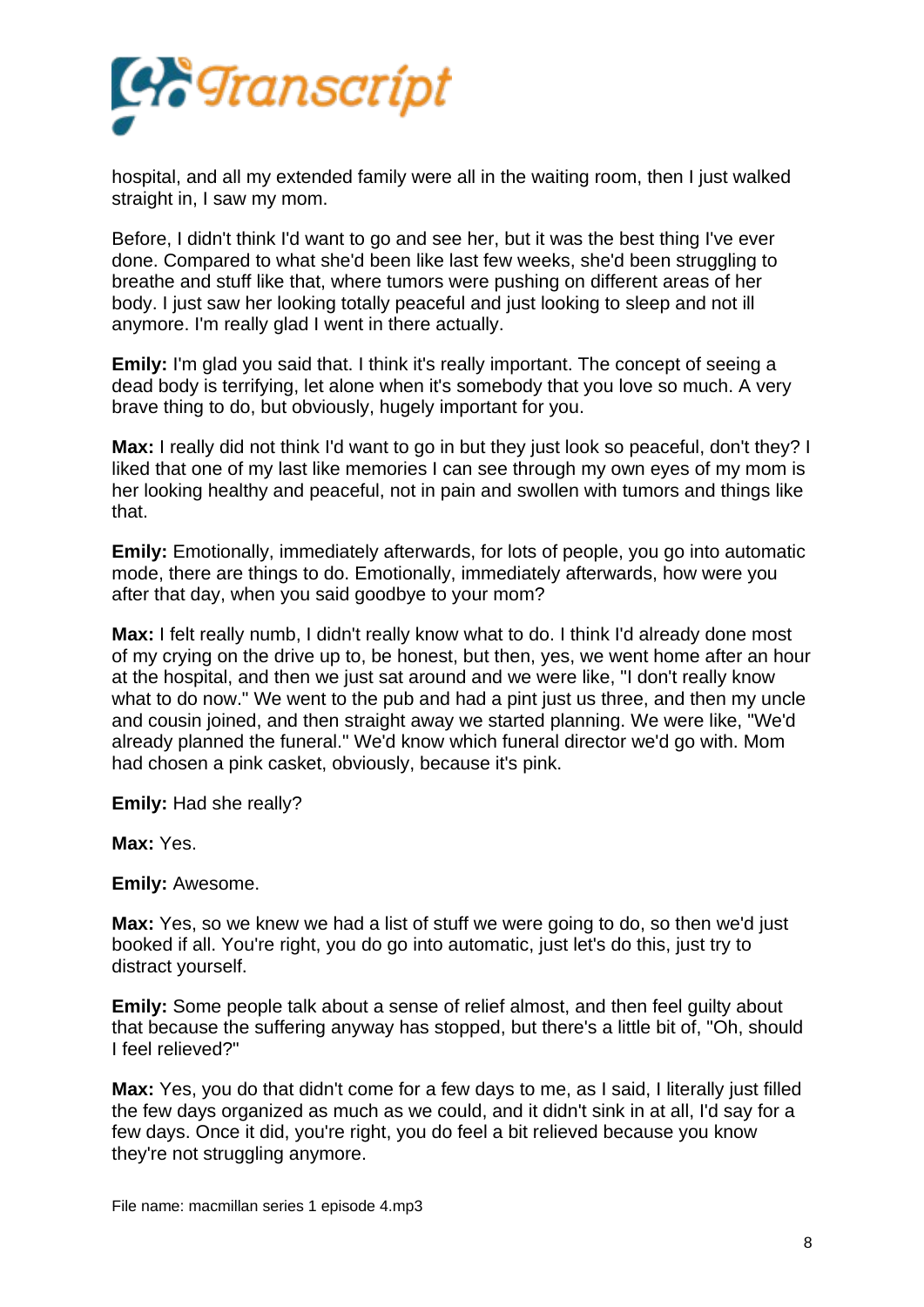hospital, and all my extended family were all in the waiting room, then I just walked straight in, I saw my mom.

Before, I didn't think I'd want to go and see her, but it was the best thing I've ever done. Compared to what she'd been like last few weeks, she'd been struggling to breathe and stuff like that, where tumors were pushing on different areas of her body. I just saw her looking totally peaceful and just looking to sleep and not ill anymore. I'm really glad I went in there actually.

**Emily:** I'm glad you said that. I think it's really important. The concept of seeing a dead body is terrifying, let alone when it's somebody that you love so much. A very brave thing to do, but obviously, hugely important for you.

**Max:** I really did not think I'd want to go in but they just look so peaceful, don't they? I liked that one of my last like memories I can see through my own eyes of my mom is her looking healthy and peaceful, not in pain and swollen with tumors and things like that.

**Emily:** Emotionally, immediately afterwards, for lots of people, you go into automatic mode, there are things to do. Emotionally, immediately afterwards, how were you after that day, when you said goodbye to your mom?

**Max:** I felt really numb, I didn't really know what to do. I think I'd already done most of my crying on the drive up to, be honest, but then, yes, we went home after an hour at the hospital, and then we just sat around and we were like, "I don't really know what to do now." We went to the pub and had a pint just us three, and then my uncle and cousin joined, and then straight away we started planning. We were like, "We'd already planned the funeral." We'd know which funeral director we'd go with. Mom had chosen a pink casket, obviously, because it's pink.

**Emily:** Had she really?

**Max:** Yes.

**Emily:** Awesome.

**Max:** Yes, so we knew we had a list of stuff we were going to do, so then we'd just booked if all. You're right, you do go into automatic, just let's do this, just try to distract yourself.

**Emily:** Some people talk about a sense of relief almost, and then feel guilty about that because the suffering anyway has stopped, but there's a little bit of, "Oh, should I feel relieved?"

**Max:** Yes, you do that didn't come for a few days to me, as I said, I literally just filled the few days organized as much as we could, and it didn't sink in at all, I'd say for a few days. Once it did, you're right, you do feel a bit relieved because you know they're not struggling anymore.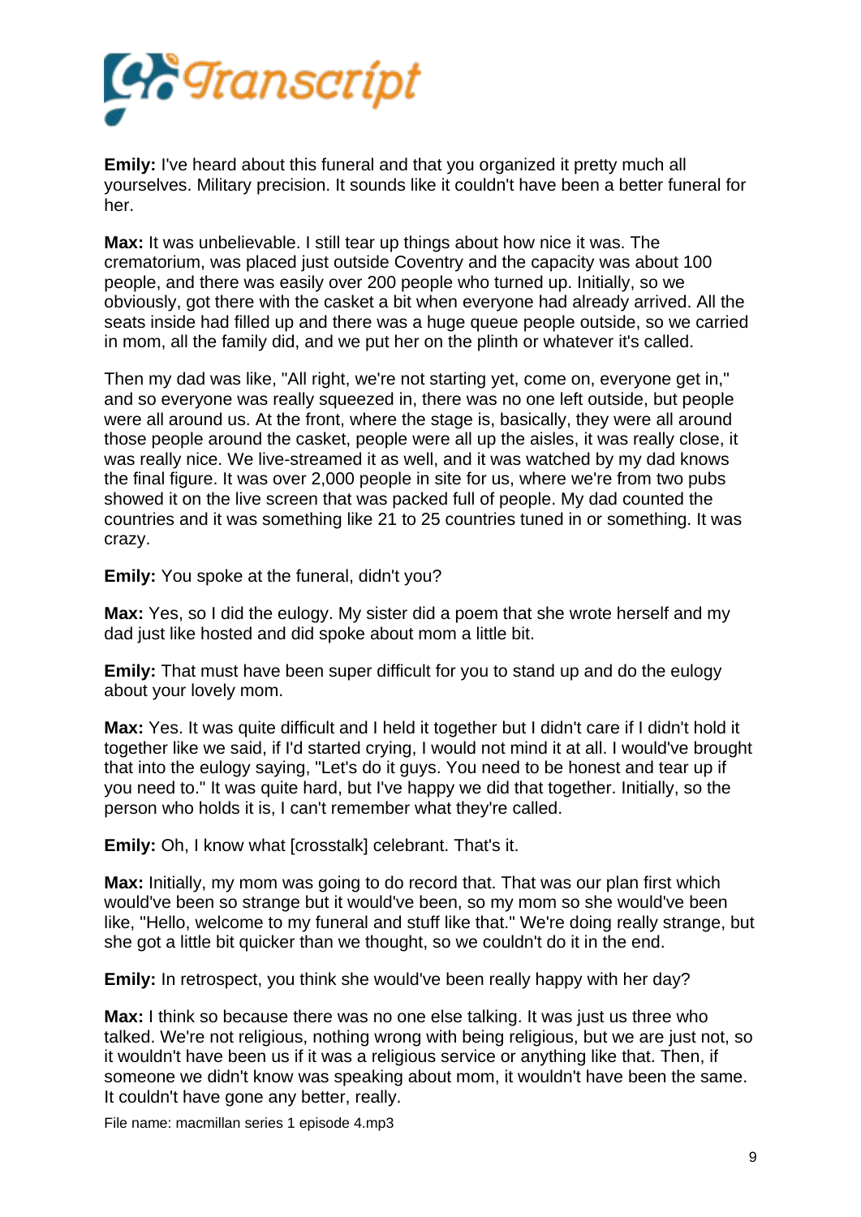**Emily:** I've heard about this funeral and that you organized it pretty much all yourselves. Military precision. It sounds like it couldn't have been a better funeral for her.

**Max:** It was unbelievable. I still tear up things about how nice it was. The crematorium, was placed just outside Coventry and the capacity was about 100 people, and there was easily over 200 people who turned up. Initially, so we obviously, got there with the casket a bit when everyone had already arrived. All the seats inside had filled up and there was a huge queue people outside, so we carried in mom, all the family did, and we put her on the plinth or whatever it's called.

Then my dad was like, "All right, we're not starting yet, come on, everyone get in," and so everyone was really squeezed in, there was no one left outside, but people were all around us. At the front, where the stage is, basically, they were all around those people around the casket, people were all up the aisles, it was really close, it was really nice. We live-streamed it as well, and it was watched by my dad knows the final figure. It was over 2,000 people in site for us, where we're from two pubs showed it on the live screen that was packed full of people. My dad counted the countries and it was something like 21 to 25 countries tuned in or something. It was crazy.

**Emily:** You spoke at the funeral, didn't you?

**Max:** Yes, so I did the eulogy. My sister did a poem that she wrote herself and my dad just like hosted and did spoke about mom a little bit.

**Emily:** That must have been super difficult for you to stand up and do the eulogy about your lovely mom.

**Max:** Yes. It was quite difficult and I held it together but I didn't care if I didn't hold it together like we said, if I'd started crying, I would not mind it at all. I would've brought that into the eulogy saying, "Let's do it guys. You need to be honest and tear up if you need to." It was quite hard, but I've happy we did that together. Initially, so the person who holds it is, I can't remember what they're called.

**Emily:** Oh, I know what [crosstalk] celebrant. That's it.

**Max:** Initially, my mom was going to do record that. That was our plan first which would've been so strange but it would've been, so my mom so she would've been like, "Hello, welcome to my funeral and stuff like that." We're doing really strange, but she got a little bit quicker than we thought, so we couldn't do it in the end.

**Emily:** In retrospect, you think she would've been really happy with her day?

**Max:** I think so because there was no one else talking. It was just us three who talked. We're not religious, nothing wrong with being religious, but we are just not, so it wouldn't have been us if it was a religious service or anything like that. Then, if someone we didn't know was speaking about mom, it wouldn't have been the same. It couldn't have gone any better, really.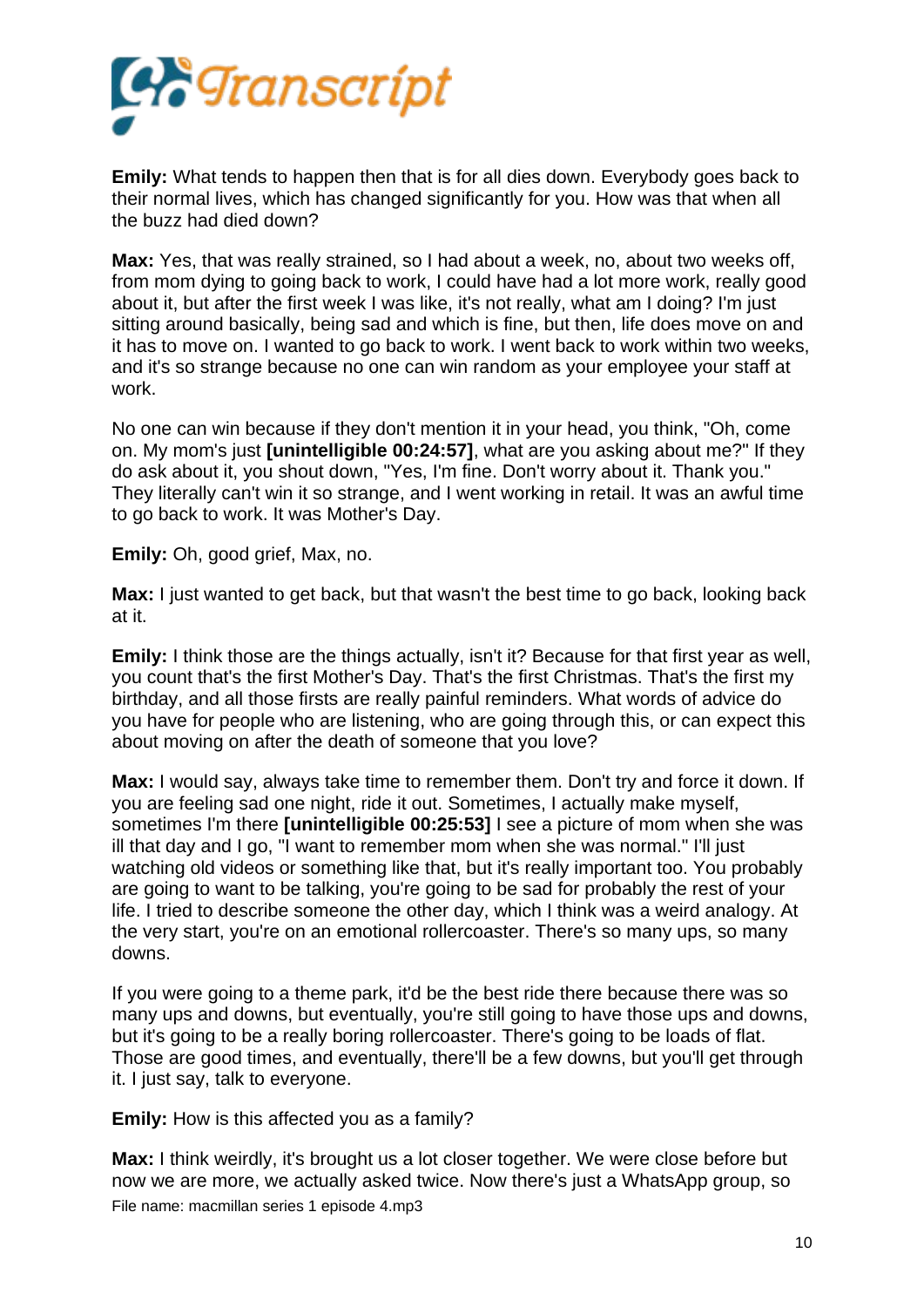**Emily:** What tends to happen then that is for all dies down. Everybody goes back to their normal lives, which has changed significantly for you. How was that when all the buzz had died down?

**Max:** Yes, that was really strained, so I had about a week, no, about two weeks off, from mom dying to going back to work, I could have had a lot more work, really good about it, but after the first week I was like, it's not really, what am I doing? I'm just sitting around basically, being sad and which is fine, but then, life does move on and it has to move on. I wanted to go back to work. I went back to work within two weeks, and it's so strange because no one can win random as your employee your staff at work.

No one can win because if they don't mention it in your head, you think, "Oh, come on. My mom's just **[unintelligible 00:24:57]**, what are you asking about me?" If they do ask about it, you shout down, "Yes, I'm fine. Don't worry about it. Thank you." They literally can't win it so strange, and I went working in retail. It was an awful time to go back to work. It was Mother's Day.

**Emily:** Oh, good grief, Max, no.

**Max:** I just wanted to get back, but that wasn't the best time to go back, looking back at it.

**Emily:** I think those are the things actually, isn't it? Because for that first year as well, you count that's the first Mother's Day. That's the first Christmas. That's the first my birthday, and all those firsts are really painful reminders. What words of advice do you have for people who are listening, who are going through this, or can expect this about moving on after the death of someone that you love?

**Max:** I would say, always take time to remember them. Don't try and force it down. If you are feeling sad one night, ride it out. Sometimes, I actually make myself, sometimes I'm there **[unintelligible 00:25:53]** I see a picture of mom when she was ill that day and I go, "I want to remember mom when she was normal." I'll just watching old videos or something like that, but it's really important too. You probably are going to want to be talking, you're going to be sad for probably the rest of your life. I tried to describe someone the other day, which I think was a weird analogy. At the very start, you're on an emotional rollercoaster. There's so many ups, so many downs.

If you were going to a theme park, it'd be the best ride there because there was so many ups and downs, but eventually, you're still going to have those ups and downs, but it's going to be a really boring rollercoaster. There's going to be loads of flat. Those are good times, and eventually, there'll be a few downs, but you'll get through it. I just say, talk to everyone.

**Emily:** How is this affected you as a family?

**Max:** I think weirdly, it's brought us a lot closer together. We were close before but now we are more, we actually asked twice. Now there's just a WhatsApp group, so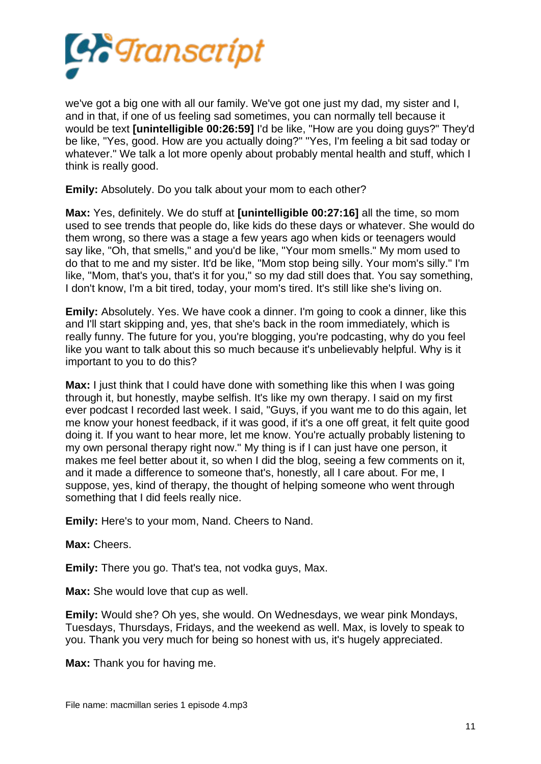we've got a big one with all our family. We've got one just my dad, my sister and I, and in that, if one of us feeling sad sometimes, you can normally tell because it would be text **[unintelligible 00:26:59]** I'd be like, "How are you doing guys?" They'd be like, "Yes, good. How are you actually doing?" "Yes, I'm feeling a bit sad today or whatever." We talk a lot more openly about probably mental health and stuff, which I think is really good.

**Emily:** Absolutely. Do you talk about your mom to each other?

**Max:** Yes, definitely. We do stuff at **[unintelligible 00:27:16]** all the time, so mom used to see trends that people do, like kids do these days or whatever. She would do them wrong, so there was a stage a few years ago when kids or teenagers would say like, "Oh, that smells," and you'd be like, "Your mom smells." My mom used to do that to me and my sister. It'd be like, "Mom stop being silly. Your mom's silly." I'm like, "Mom, that's you, that's it for you," so my dad still does that. You say something, I don't know, I'm a bit tired, today, your mom's tired. It's still like she's living on.

**Emily:** Absolutely. Yes. We have cook a dinner. I'm going to cook a dinner, like this and I'll start skipping and, yes, that she's back in the room immediately, which is really funny. The future for you, you're blogging, you're podcasting, why do you feel like you want to talk about this so much because it's unbelievably helpful. Why is it important to you to do this?

**Max:** I just think that I could have done with something like this when I was going through it, but honestly, maybe selfish. It's like my own therapy. I said on my first ever podcast I recorded last week. I said, "Guys, if you want me to do this again, let me know your honest feedback, if it was good, if it's a one off great, it felt quite good doing it. If you want to hear more, let me know. You're actually probably listening to my own personal therapy right now." My thing is if I can just have one person, it makes me feel better about it, so when I did the blog, seeing a few comments on it, and it made a difference to someone that's, honestly, all I care about. For me, I suppose, yes, kind of therapy, the thought of helping someone who went through something that I did feels really nice.

**Emily:** Here's to your mom, Nand. Cheers to Nand.

**Max:** Cheers.

**Emily:** There you go. That's tea, not vodka guys, Max.

**Max:** She would love that cup as well.

**Emily:** Would she? Oh yes, she would. On Wednesdays, we wear pink Mondays, Tuesdays, Thursdays, Fridays, and the weekend as well. Max, is lovely to speak to you. Thank you very much for being so honest with us, it's hugely appreciated.

**Max:** Thank you for having me.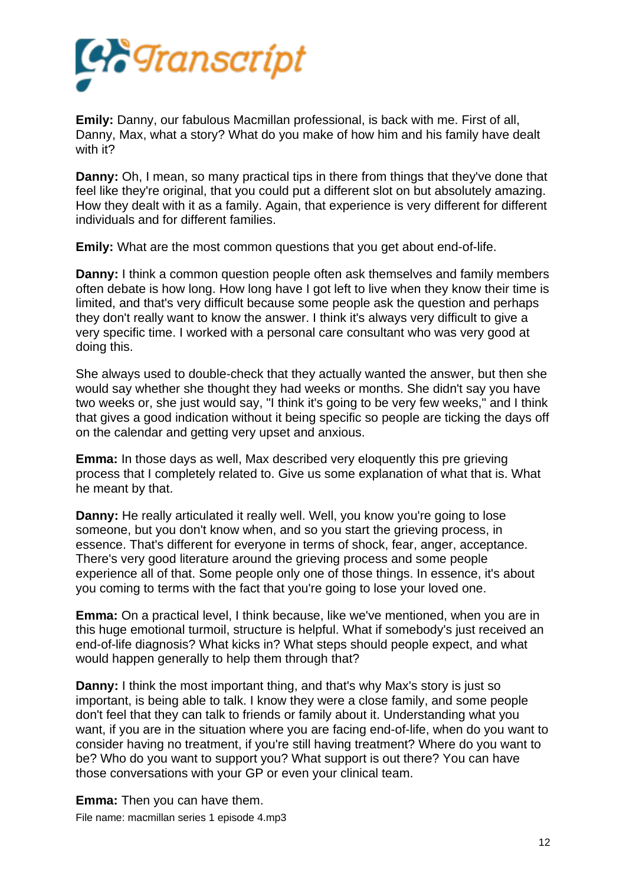**Emily:** Danny, our fabulous Macmillan professional, is back with me. First of all, Danny, Max, what a story? What do you make of how him and his family have dealt with it?

**Danny:** Oh, I mean, so many practical tips in there from things that they've done that feel like they're original, that you could put a different slot on but absolutely amazing. How they dealt with it as a family. Again, that experience is very different for different individuals and for different families.

**Emily:** What are the most common questions that you get about end-of-life.

**Danny:** I think a common question people often ask themselves and family members often debate is how long. How long have I got left to live when they know their time is limited, and that's very difficult because some people ask the question and perhaps they don't really want to know the answer. I think it's always very difficult to give a very specific time. I worked with a personal care consultant who was very good at doing this.

She always used to double-check that they actually wanted the answer, but then she would say whether she thought they had weeks or months. She didn't say you have two weeks or, she just would say, "I think it's going to be very few weeks," and I think that gives a good indication without it being specific so people are ticking the days off on the calendar and getting very upset and anxious.

**Emma:** In those days as well, Max described very eloquently this pre grieving process that I completely related to. Give us some explanation of what that is. What he meant by that.

**Danny:** He really articulated it really well. Well, you know you're going to lose someone, but you don't know when, and so you start the grieving process, in essence. That's different for everyone in terms of shock, fear, anger, acceptance. There's very good literature around the grieving process and some people experience all of that. Some people only one of those things. In essence, it's about you coming to terms with the fact that you're going to lose your loved one.

**Emma:** On a practical level, I think because, like we've mentioned, when you are in this huge emotional turmoil, structure is helpful. What if somebody's just received an end-of-life diagnosis? What kicks in? What steps should people expect, and what would happen generally to help them through that?

**Danny:** I think the most important thing, and that's why Max's story is just so important, is being able to talk. I know they were a close family, and some people don't feel that they can talk to friends or family about it. Understanding what you want, if you are in the situation where you are facing end-of-life, when do you want to consider having no treatment, if you're still having treatment? Where do you want to be? Who do you want to support you? What support is out there? You can have those conversations with your GP or even your clinical team.

**Emma:** Then you can have them.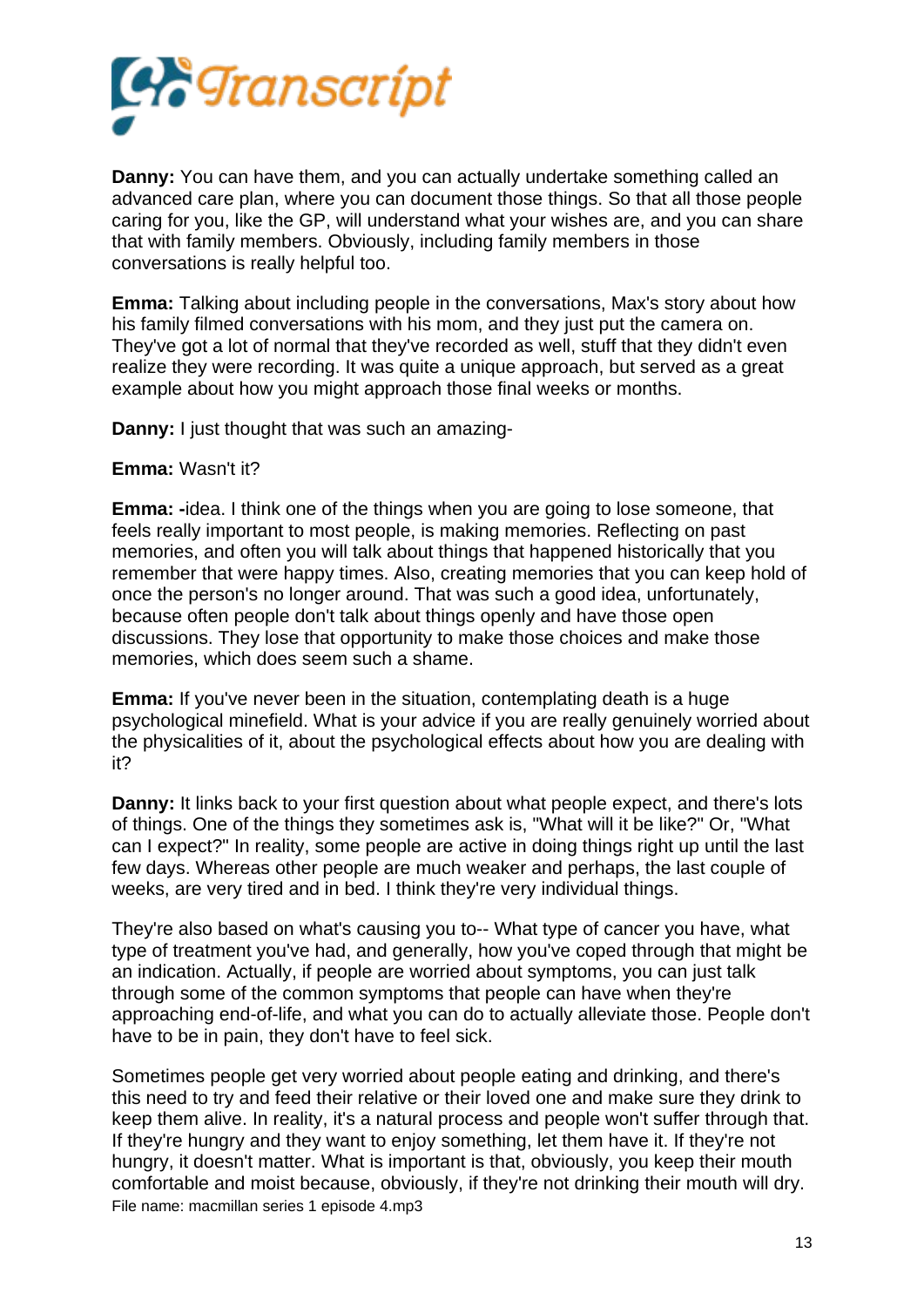**Danny:** You can have them, and you can actually undertake something called an advanced care plan, where you can document those things. So that all those people caring for you, like the GP, will understand what your wishes are, and you can share that with family members. Obviously, including family members in those conversations is really helpful too.

**Emma:** Talking about including people in the conversations, Max's story about how his family filmed conversations with his mom, and they just put the camera on. They've got a lot of normal that they've recorded as well, stuff that they didn't even realize they were recording. It was quite a unique approach, but served as a great example about how you might approach those final weeks or months.

**Danny:** I just thought that was such an amazing-

**Emma:** Wasn't it?

**Emma: -**idea. I think one of the things when you are going to lose someone, that feels really important to most people, is making memories. Reflecting on past memories, and often you will talk about things that happened historically that you remember that were happy times. Also, creating memories that you can keep hold of once the person's no longer around. That was such a good idea, unfortunately, because often people don't talk about things openly and have those open discussions. They lose that opportunity to make those choices and make those memories, which does seem such a shame.

**Emma:** If you've never been in the situation, contemplating death is a huge psychological minefield. What is your advice if you are really genuinely worried about the physicalities of it, about the psychological effects about how you are dealing with it?

**Danny:** It links back to your first question about what people expect, and there's lots of things. One of the things they sometimes ask is, "What will it be like?" Or, "What can I expect?" In reality, some people are active in doing things right up until the last few days. Whereas other people are much weaker and perhaps, the last couple of weeks, are very tired and in bed. I think they're very individual things.

They're also based on what's causing you to-- What type of cancer you have, what type of treatment you've had, and generally, how you've coped through that might be an indication. Actually, if people are worried about symptoms, you can just talk through some of the common symptoms that people can have when they're approaching end-of-life, and what you can do to actually alleviate those. People don't have to be in pain, they don't have to feel sick.

Sometimes people get very worried about people eating and drinking, and there's this need to try and feed their relative or their loved one and make sure they drink to keep them alive. In reality, it's a natural process and people won't suffer through that. If they're hungry and they want to enjoy something, let them have it. If they're not hungry, it doesn't matter. What is important is that, obviously, you keep their mouth comfortable and moist because, obviously, if they're not drinking their mouth will dry.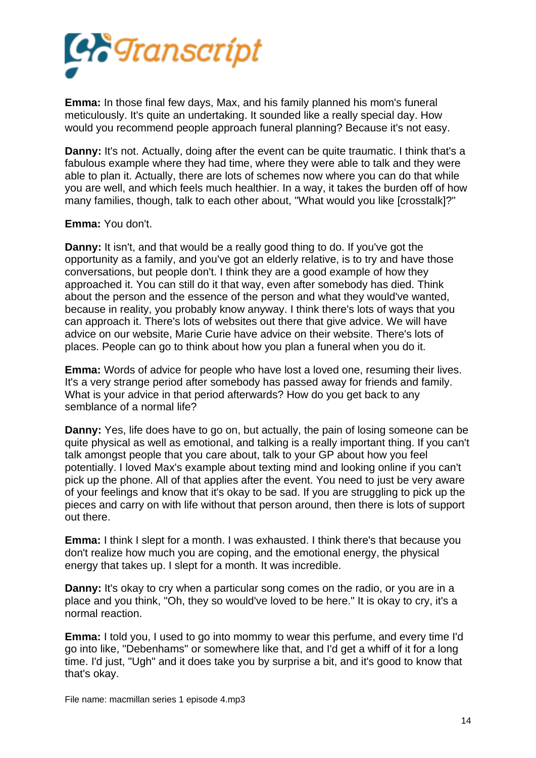**Emma:** In those final few days, Max, and his family planned his mom's funeral meticulously. It's quite an undertaking. It sounded like a really special day. How would you recommend people approach funeral planning? Because it's not easy.

**Danny:** It's not. Actually, doing after the event can be quite traumatic. I think that's a fabulous example where they had time, where they were able to talk and they were able to plan it. Actually, there are lots of schemes now where you can do that while you are well, and which feels much healthier. In a way, it takes the burden off of how many families, though, talk to each other about, "What would you like [crosstalk]?"

**Emma:** You don't.

**Danny:** It isn't, and that would be a really good thing to do. If you've got the opportunity as a family, and you've got an elderly relative, is to try and have those conversations, but people don't. I think they are a good example of how they approached it. You can still do it that way, even after somebody has died. Think about the person and the essence of the person and what they would've wanted, because in reality, you probably know anyway. I think there's lots of ways that you can approach it. There's lots of websites out there that give advice. We will have advice on our website, Marie Curie have advice on their website. There's lots of places. People can go to think about how you plan a funeral when you do it.

**Emma:** Words of advice for people who have lost a loved one, resuming their lives. It's a very strange period after somebody has passed away for friends and family. What is your advice in that period afterwards? How do you get back to any semblance of a normal life?

**Danny:** Yes, life does have to go on, but actually, the pain of losing someone can be quite physical as well as emotional, and talking is a really important thing. If you can't talk amongst people that you care about, talk to your GP about how you feel potentially. I loved Max's example about texting mind and looking online if you can't pick up the phone. All of that applies after the event. You need to just be very aware of your feelings and know that it's okay to be sad. If you are struggling to pick up the pieces and carry on with life without that person around, then there is lots of support out there.

**Emma:** I think I slept for a month. I was exhausted. I think there's that because you don't realize how much you are coping, and the emotional energy, the physical energy that takes up. I slept for a month. It was incredible.

**Danny:** It's okay to cry when a particular song comes on the radio, or you are in a place and you think, "Oh, they so would've loved to be here." It is okay to cry, it's a normal reaction.

**Emma:** I told you, I used to go into mommy to wear this perfume, and every time I'd go into like, "Debenhams" or somewhere like that, and I'd get a whiff of it for a long time. I'd just, "Ugh" and it does take you by surprise a bit, and it's good to know that that's okay.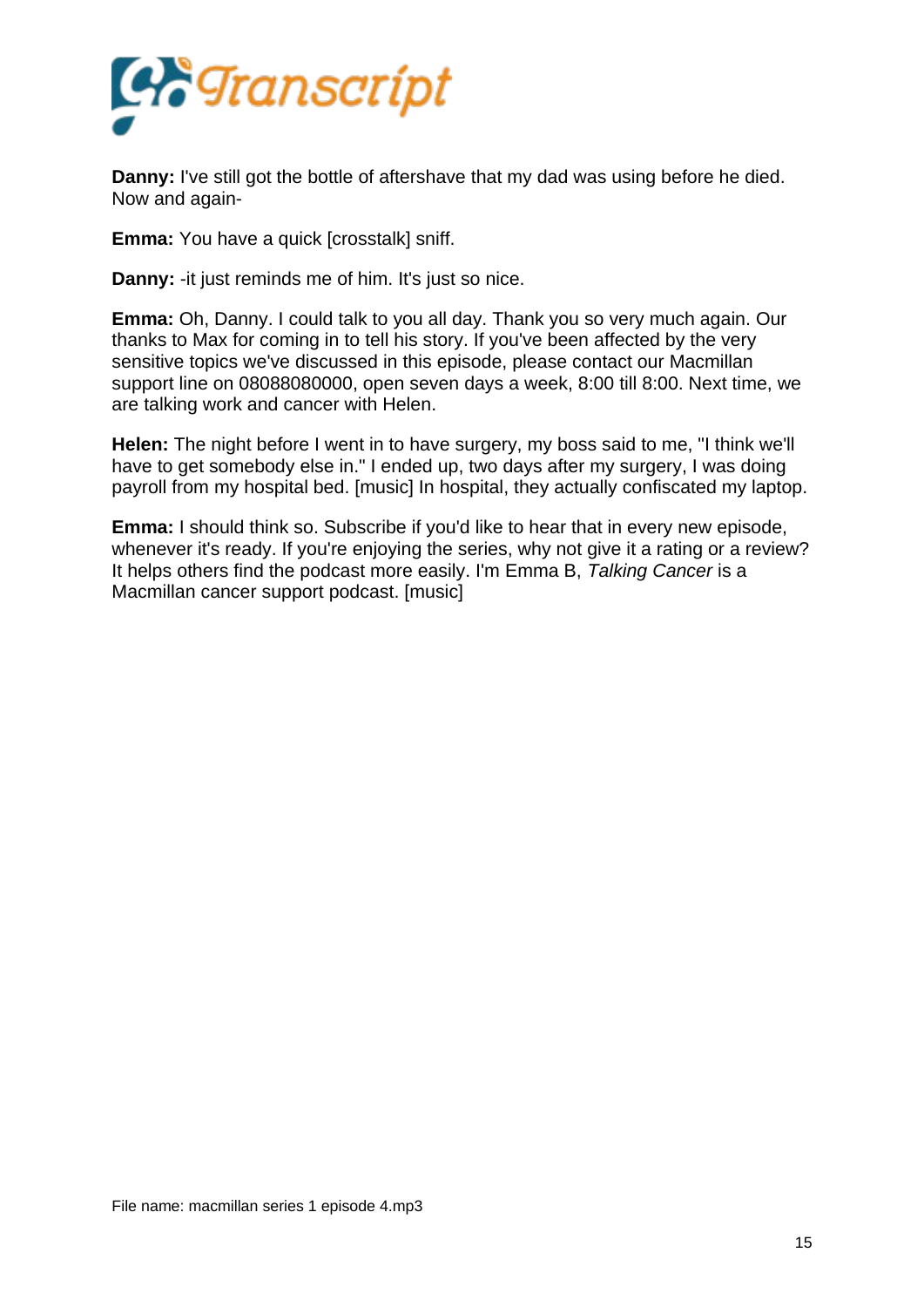**Danny:** I've still got the bottle of aftershave that my dad was using before he died. Now and again-

**Emma:** You have a quick [crosstalk] sniff.

**Danny:** -it just reminds me of him. It's just so nice.

**Emma:** Oh, Danny. I could talk to you all day. Thank you so very much again. Our thanks to Max for coming in to tell his story. If you've been affected by the very sensitive topics we've discussed in this episode, please contact our Macmillan support line on 08088080000, open seven days a week, 8:00 till 8:00. Next time, we are talking work and cancer with Helen.

**Helen:** The night before I went in to have surgery, my boss said to me, "I think we'll have to get somebody else in." I ended up, two days after my surgery, I was doing payroll from my hospital bed. [music] In hospital, they actually confiscated my laptop.

**Emma:** I should think so. Subscribe if you'd like to hear that in every new episode, whenever it's ready. If you're enjoying the series, why not give it a rating or a review? It helps others find the podcast more easily. I'm Emma B, *Talking Cancer* is a Macmillan cancer support podcast. [music]

File name: macmillan series 1 episode 4.mp3